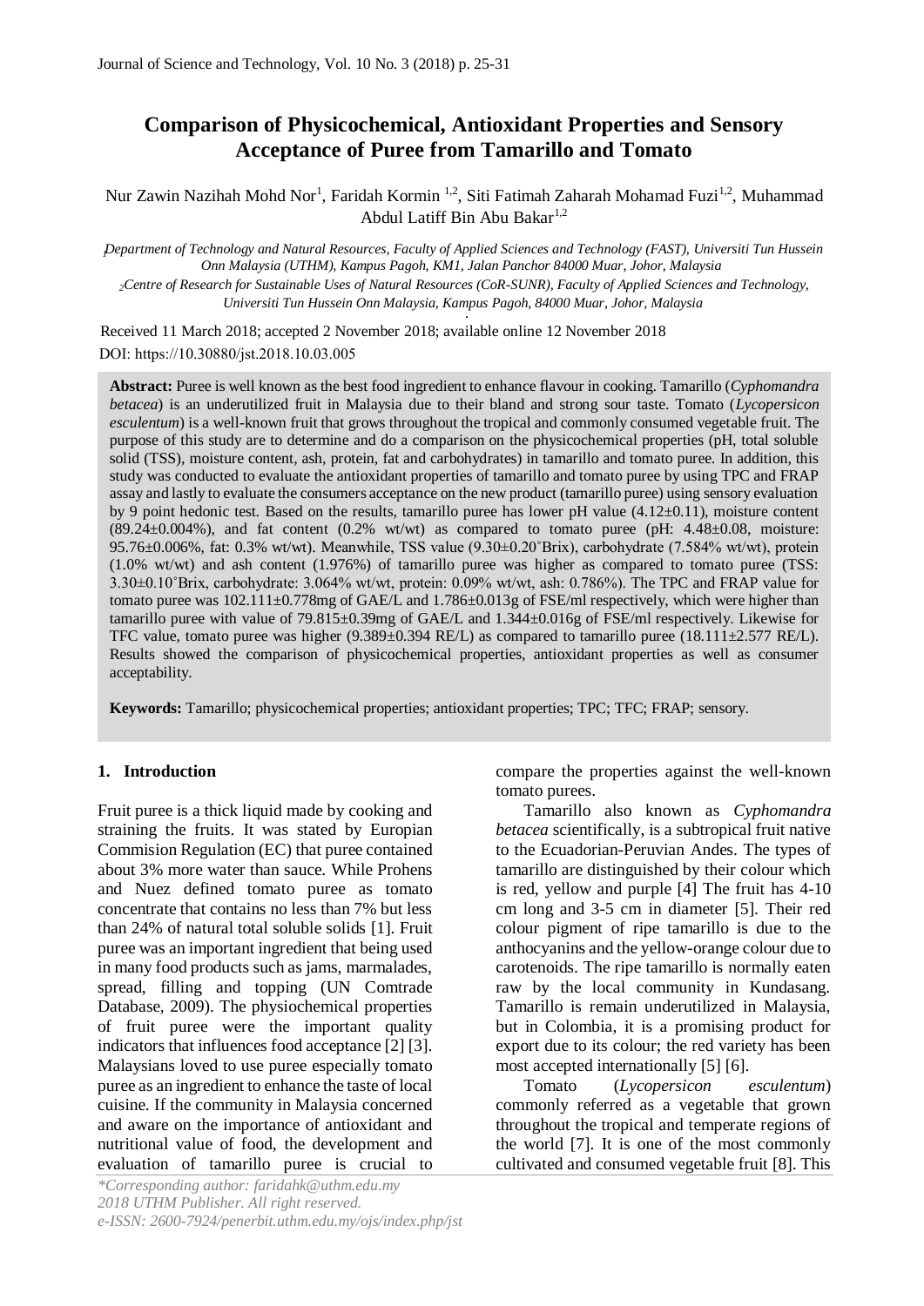# Comparison of Physicochemical, Antioxidant Properties and Sensory Acceptance of Puree from Tamarillo and Tomato

Nur Zawin Nazihah Mohd Nor[1], Faridah Kormin [1,2], Siti Fatimah Zaharah Mohamad Fuzi[1,2], Muhammad Abdul Latiff Bin Abu Bakar[1,2]

[1]Department of Technology and Natural Resources, Faculty of Applied Sciences and Technology (FAST), Universiti Tun Hussein Onn Malaysia (UTHM), Kampus Pagoh, KM1, Jalan Panchor 84000 Muar, Johor, Malaysia

[2]Centre of Research for Sustainable Uses of Natural Resources (CoR-SUNR), Faculty of Applied Sciences and Technology, Universiti Tun Hussein Onn Malaysia, Kampus Pagoh, 84000 Muar, Johor, Malaysia

Received 11 March 2018; accepted 2 November 2018; available online 12 November 2018

DOI: https://10.30880/jst.2018.10.03.005

**Abstract:** Puree is well known as the best food ingredient to enhance flavour in cooking. Tamarillo (*Cyphomandra betacea*) is an underutilized fruit in Malaysia due to their bland and strong sour taste. Tomato (*Lycopersicon esculentum*) is a well-known fruit that grows throughout the tropical and commonly consumed vegetable fruit. The purpose of this study are to determine and do a comparison on the physicochemical properties (pH, total soluble solid (TSS), moisture content, ash, protein, fat and carbohydrates) in tamarillo and tomato puree. In addition, this study was conducted to evaluate the antioxidant properties of tamarillo and tomato puree by using TPC and FRAP assay and lastly to evaluate the consumers acceptance on the new product (tamarillo puree) using sensory evaluation by 9 point hedonic test. Based on the results, tamarillo puree has lower pH value (4.12±0.11), moisture content (89.24±0.004%), and fat content (0.2% wt/wt) as compared to tomato puree (pH: 4.48±0.08, moisture: 95.76±0.006%, fat: 0.3% wt/wt). Meanwhile, TSS value (9.30±0.20˚Brix), carbohydrate (7.584% wt/wt), protein (1.0% wt/wt) and ash content (1.976%) of tamarillo puree was higher as compared to tomato puree (TSS: 3.30±0.10˚Brix, carbohydrate: 3.064% wt/wt, protein: 0.09% wt/wt, ash: 0.786%). The TPC and FRAP value for tomato puree was 102.111±0.778mg of GAE/L and 1.786±0.013g of FSE/ml respectively, which were higher than tamarillo puree with value of 79.815±0.39mg of GAE/L and 1.344±0.016g of FSE/ml respectively. Likewise for TFC value, tomato puree was higher (9.389±0.394 RE/L) as compared to tamarillo puree (18.111±2.577 RE/L). Results showed the comparison of physicochemical properties, antioxidant properties as well as consumer acceptability.

**Keywords:** Tamarillo; physicochemical properties; antioxidant properties; TPC; TFC; FRAP; sensory.

## 1. Introduction

Fruit puree is a thick liquid made by cooking and straining the fruits. It was stated by European Commision Regulation (EC) that puree contained about 3% more water than sauce. While Prohens and Nuez defined tomato puree as tomato concentrate that contains no less than 7% but less than 24% of natural total soluble solids [1]. Fruit puree was an important ingredient that being used in many food products such as jams, marmalades, spread, filling and topping (UN Comtrade Database, 2009). The physiochemical properties of fruit puree were the important quality indicators that influences food acceptance [2] [3]. Malaysians loved to use puree especially tomato puree as an ingredient to enhance the taste of local cuisine. If the community in Malaysia concerned and aware on the importance of antioxidant and nutritional value of food, the development and evaluation of tamarillo puree is crucial to compare the properties against the well-known tomato purees.

Tamarillo also known as *Cyphomandra betacea* scientifically, is a subtropical fruit native to the Ecuadorian-Peruvian Andes. The types of tamarillo are distinguished by their colour which is red, yellow and purple [4] The fruit has 4-10 cm long and 3-5 cm in diameter [5]. Their red colour pigment of ripe tamarillo is due to the anthocyanins and the yellow-orange colour due to carotenoids. The ripe tamarillo is normally eaten raw by the local community in Kundasang. Tamarillo is remain underutilized in Malaysia, but in Colombia, it is a promising product for export due to its colour; the red variety has been most accepted internationally [5] [6].

Tomato (*Lycopersicon esculentum*) commonly referred as a vegetable that grown throughout the tropical and temperate regions of the world [7]. It is one of the most commonly cultivated and consumed vegetable fruit [8]. This

*Corresponding author: faridahk@uthm.edu.my
2018 UTHM Publisher. All right reserved.
e-ISSN: 2600-7924/penerbit.uthm.edu.my/ojs/index.php/jst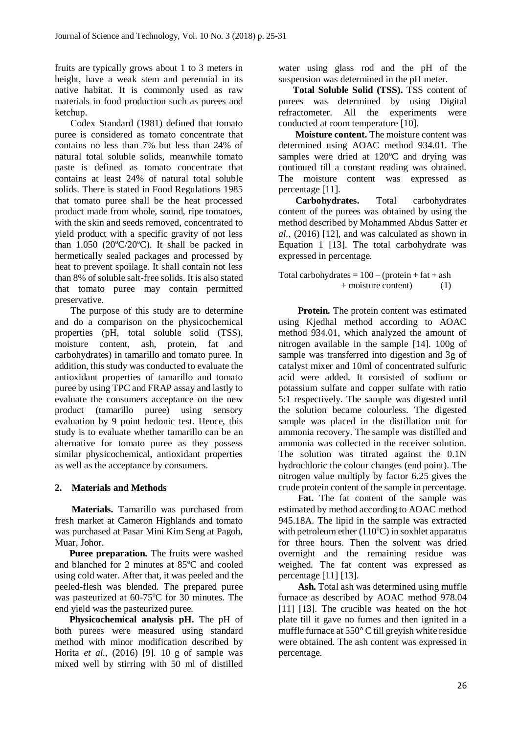fruits are typically grows about 1 to 3 meters in height, have a weak stem and perennial in its native habitat. It is commonly used as raw materials in food production such as purees and ketchup.

Codex Standard (1981) defined that tomato puree is considered as tomato concentrate that contains no less than 7% but less than 24% of natural total soluble solids, meanwhile tomato paste is defined as tomato concentrate that contains at least 24% of natural total soluble solids. There is stated in Food Regulations 1985 that tomato puree shall be the heat processed product made from whole, sound, ripe tomatoes, with the skin and seeds removed, concentrated to yield product with a specific gravity of not less than 1.050 (20°C/20°C). It shall be packed in hermetically sealed packages and processed by heat to prevent spoilage. It shall contain not less than 8% of soluble salt-free solids. It is also stated that tomato puree may contain permitted preservative.

The purpose of this study are to determine and do a comparison on the physicochemical properties (pH, total soluble solid (TSS), moisture content, ash, protein, fat and carbohydrates) in tamarillo and tomato puree. In addition, this study was conducted to evaluate the antioxidant properties of tamarillo and tomato puree by using TPC and FRAP assay and lastly to evaluate the consumers acceptance on the new product (tamarillo puree) using sensory evaluation by 9 point hedonic test. Hence, this study is to evaluate whether tamarillo can be an alternative for tomato puree as they possess similar physicochemical, antioxidant properties as well as the acceptance by consumers.

## 2. Materials and Methods

**Materials.** Tamarillo was purchased from fresh market at Cameron Highlands and tomato was purchased at Pasar Mini Kim Seng at Pagoh, Muar, Johor.

**Puree preparation.** The fruits were washed and blanched for 2 minutes at 85°C and cooled using cold water. After that, it was peeled and the peeled-flesh was blended. The prepared puree was pasteurized at 60-75°C for 30 minutes. The end yield was the pasteurized puree.

**Physicochemical analysis pH.** The pH of both purees were measured using standard method with minor modification described by Horita *et al.,* (2016) [9]. 10 g of sample was mixed well by stirring with 50 ml of distilled water using glass rod and the pH of the suspension was determined in the pH meter.

**Total Soluble Solid (TSS).** TSS content of purees was determined by using Digital refractometer. All the experiments were conducted at room temperature [10].

**Moisture content.** The moisture content was determined using AOAC method 934.01. The samples were dried at 120°C and drying was continued till a constant reading was obtained. The moisture content was expressed as percentage [11].

**Carbohydrates.** Total carbohydrates content of the purees was obtained by using the method described by Mohammed Abdus Satter *et al.,* (2016) [12], and was calculated as shown in Equation 1 [13]. The total carbohydrate was expressed in percentage.

$$\text{Total carbohydrates} = 100 - (\text{protein} + \text{fat} + \text{ash} + \text{moisture content}) \quad (1)$$

**Protein.** The protein content was estimated using Kjedhal method according to AOAC method 934.01, which analyzed the amount of nitrogen available in the sample [14]. 100g of sample was transferred into digestion and 3g of catalyst mixer and 10ml of concentrated sulfuric acid were added. It consisted of sodium or potassium sulfate and copper sulfate with ratio 5:1 respectively. The sample was digested until the solution became colourless. The digested sample was placed in the distillation unit for ammonia recovery. The sample was distilled and ammonia was collected in the receiver solution. The solution was titrated against the 0.1N hydrochloric the colour changes (end point). The nitrogen value multiply by factor 6.25 gives the crude protein content of the sample in percentage.

**Fat.** The fat content of the sample was estimated by method according to AOAC method 945.18A. The lipid in the sample was extracted with petroleum ether (110°C) in soxhlet apparatus for three hours. Then the solvent was dried overnight and the remaining residue was weighed. The fat content was expressed as percentage [11] [13].

**Ash.** Total ash was determined using muffle furnace as described by AOAC method 978.04 [11] [13]. The crucible was heated on the hot plate till it gave no fumes and then ignited in a muffle furnace at 550° C till greyish white residue were obtained. The ash content was expressed in percentage.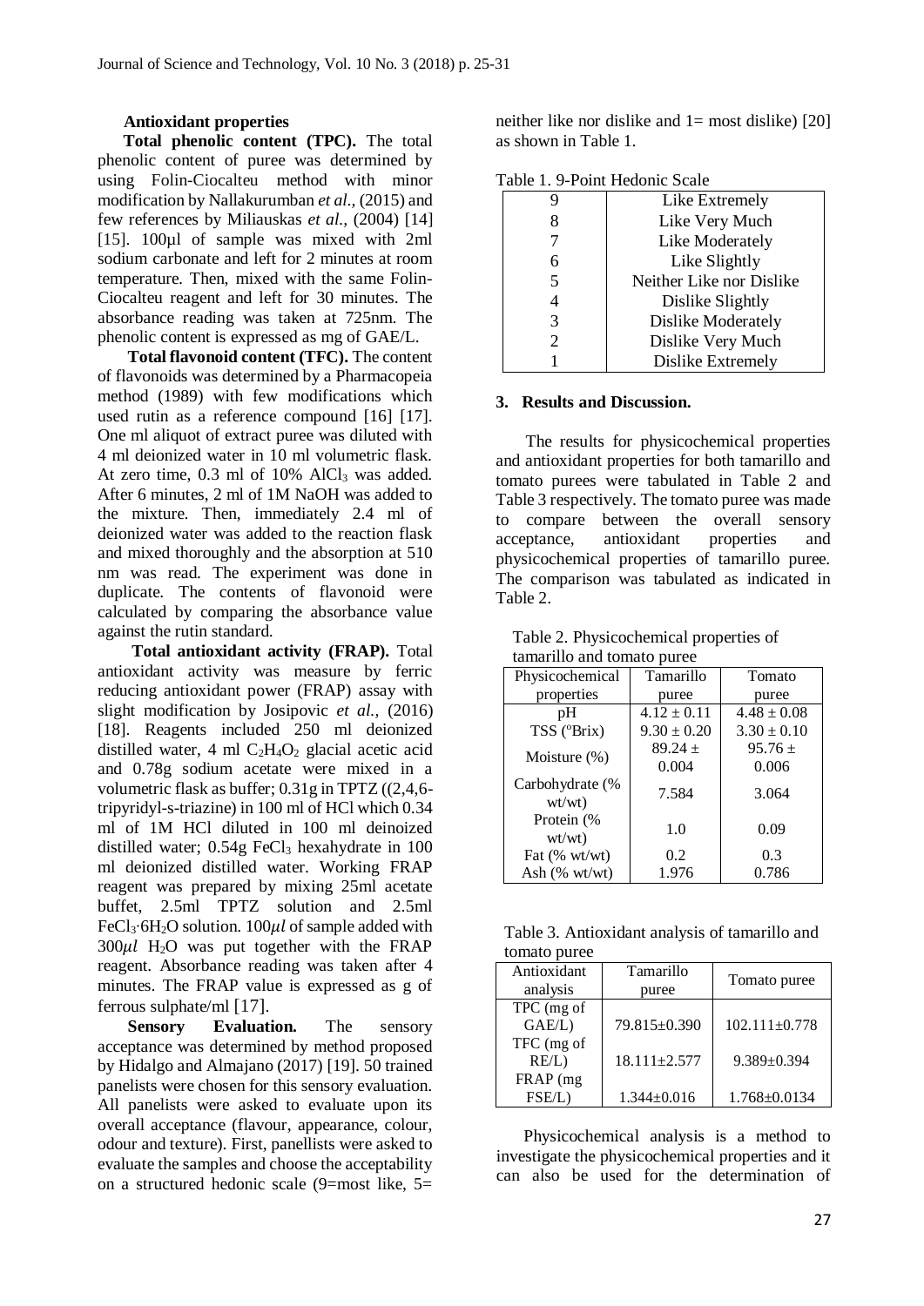**Antioxidant properties**

**Total phenolic content (TPC).** The total phenolic content of puree was determined by using Folin-Ciocalteu method with minor modification by Nallakurumban *et al.*, (2015) and few references by Miliauskas *et al.*, (2004) [14] [15]. 100µl of sample was mixed with 2ml sodium carbonate and left for 2 minutes at room temperature. Then, mixed with the same Folin-Ciocalteu reagent and left for 30 minutes. The absorbance reading was taken at 725nm. The phenolic content is expressed as mg of GAE/L.

**Total flavonoid content (TFC).** The content of flavonoids was determined by a Pharmacopeia method (1989) with few modifications which used rutin as a reference compound [16] [17]. One ml aliquot of extract puree was diluted with 4 ml deionized water in 10 ml volumetric flask. At zero time, 0.3 ml of 10% $AlCl_3$ was added. After 6 minutes, 2 ml of 1M NaOH was added to the mixture. Then, immediately 2.4 ml of deionized water was added to the reaction flask and mixed thoroughly and the absorption at 510 nm was read. The experiment was done in duplicate. The contents of flavonoid were calculated by comparing the absorbance value against the rutin standard.

**Total antioxidant activity (FRAP).** Total antioxidant activity was measure by ferric reducing antioxidant power (FRAP) assay with slight modification by Josipovic *et al.*, (2016) [18]. Reagents included 250 ml deionized distilled water, 4 ml $C_2H_4O_2$ glacial acetic acid and 0.78g sodium acetate were mixed in a volumetric flask as buffer; 0.31g in TPTZ ((2,4,6-tripyridyl-s-triazine) in 100 ml of HCl which 0.34 ml of 1M HCl diluted in 100 ml deinoized distilled water; 0.54g $FeCl_3$ hexahydrate in 100 ml deionized distilled water. Working FRAP reagent was prepared by mixing 25ml acetate buffet, 2.5ml TPTZ solution and 2.5ml $FeCl_3 \cdot 6H_2O$ solution. 100$\mu l$ of sample added with 300$\mu l$ $H_2O$ was put together with the FRAP reagent. Absorbance reading was taken after 4 minutes. The FRAP value is expressed as g of ferrous sulphate/ml [17].

**Sensory Evaluation.** The sensory acceptance was determined by method proposed by Hidalgo and Almajano (2017) [19]. 50 trained panelists were chosen for this sensory evaluation. All panelists were asked to evaluate upon its overall acceptance (flavour, appearance, colour, odour and texture). First, panellists were asked to evaluate the samples and choose the acceptability on a structured hedonic scale (9=most like, 5= neither like nor dislike and 1= most dislike) [20] as shown in Table 1.

Table 1. 9-Point Hedonic Scale

| | |
|---|---|
| 9 | Like Extremely |
| 8 | Like Very Much |
| 7 | Like Moderately |
| 6 | Like Slightly |
| 5 | Neither Like nor Dislike |
| 4 | Dislike Slightly |
| 3 | Dislike Moderately |
| 2 | Dislike Very Much |
| 1 | Dislike Extremely |

## 3. Results and Discussion.

The results for physicochemical properties and antioxidant properties for both tamarillo and tomato purees were tabulated in Table 2 and Table 3 respectively. The tomato puree was made to compare between the overall sensory acceptance, antioxidant properties and physicochemical properties of tamarillo puree. The comparison was tabulated as indicated in Table 2.

Table 2. Physicochemical properties of tamarillo and tomato puree

| Physicochemical properties | Tamarillo puree | Tomato puree |
|---|---|---|
| pH | 4.12 ± 0.11 | 4.48 ± 0.08 |
| TSS (°Brix) | 9.30 ± 0.20 | 3.30 ± 0.10 |
| Moisture (%) | 89.24 ± 0.004 | 95.76 ± 0.006 |
| Carbohydrate (% wt/wt) | 7.584 | 3.064 |
| Protein (% wt/wt) | 1.0 | 0.09 |
| Fat (% wt/wt) | 0.2 | 0.3 |
| Ash (% wt/wt) | 1.976 | 0.786 |

Table 3. Antioxidant analysis of tamarillo and tomato puree

| Antioxidant analysis | Tamarillo puree | Tomato puree |
|---|---|---|
| TPC (mg of GAE/L) | 79.815±0.390 | 102.111±0.778 |
| TFC (mg of RE/L) | 18.111±2.577 | 9.389±0.394 |
| FRAP (mg FSE/L) | 1.344±0.016 | 1.768±0.0134 |

Physicochemical analysis is a method to investigate the physicochemical properties and it can also be used for the determination of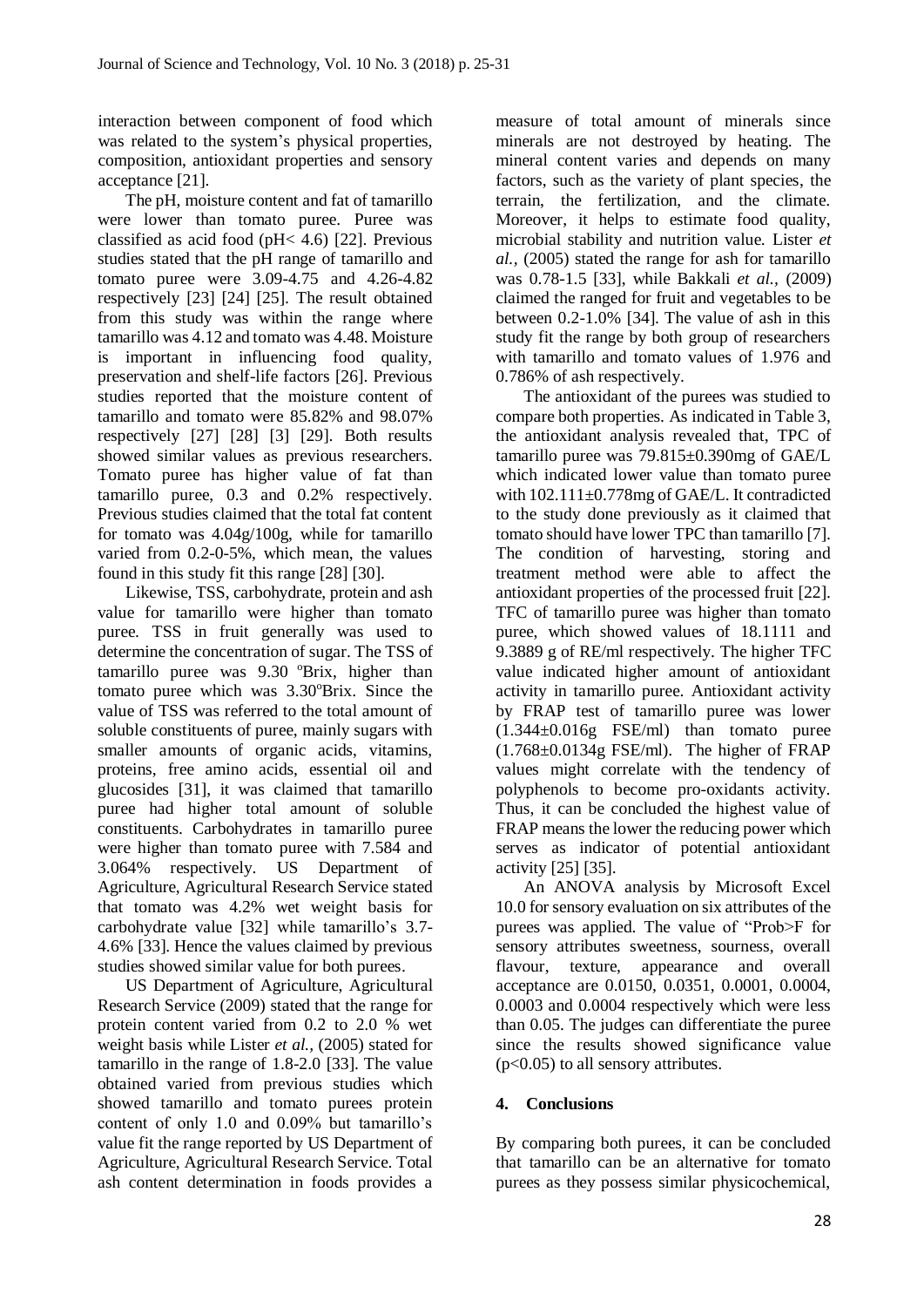interaction between component of food which was related to the system's physical properties, composition, antioxidant properties and sensory acceptance [21].

The pH, moisture content and fat of tamarillo were lower than tomato puree. Puree was classified as acid food (pH< 4.6) [22]. Previous studies stated that the pH range of tamarillo and tomato puree were 3.09-4.75 and 4.26-4.82 respectively [23] [24] [25]. The result obtained from this study was within the range where tamarillo was 4.12 and tomato was 4.48. Moisture is important in influencing food quality, preservation and shelf-life factors [26]. Previous studies reported that the moisture content of tamarillo and tomato were 85.82% and 98.07% respectively [27] [28] [3] [29]. Both results showed similar values as previous researchers. Tomato puree has higher value of fat than tamarillo puree, 0.3 and 0.2% respectively. Previous studies claimed that the total fat content for tomato was 4.04g/100g, while for tamarillo varied from 0.2-0-5%, which mean, the values found in this study fit this range [28] [30].

Likewise, TSS, carbohydrate, protein and ash value for tamarillo were higher than tomato puree. TSS in fruit generally was used to determine the concentration of sugar. The TSS of tamarillo puree was 9.30 °Brix, higher than tomato puree which was 3.30°Brix. Since the value of TSS was referred to the total amount of soluble constituents of puree, mainly sugars with smaller amounts of organic acids, vitamins, proteins, free amino acids, essential oil and glucosides [31], it was claimed that tamarillo puree had higher total amount of soluble constituents. Carbohydrates in tamarillo puree were higher than tomato puree with 7.584 and 3.064% respectively. US Department of Agriculture, Agricultural Research Service stated that tomato was 4.2% wet weight basis for carbohydrate value [32] while tamarillo's 3.7-4.6% [33]. Hence the values claimed by previous studies showed similar value for both purees.

US Department of Agriculture, Agricultural Research Service (2009) stated that the range for protein content varied from 0.2 to 2.0 % wet weight basis while Lister *et al.*, (2005) stated for tamarillo in the range of 1.8-2.0 [33]. The value obtained varied from previous studies which showed tamarillo and tomato purees protein content of only 1.0 and 0.09% but tamarillo's value fit the range reported by US Department of Agriculture, Agricultural Research Service. Total ash content determination in foods provides a measure of total amount of minerals since minerals are not destroyed by heating. The mineral content varies and depends on many factors, such as the variety of plant species, the terrain, the fertilization, and the climate. Moreover, it helps to estimate food quality, microbial stability and nutrition value. Lister *et al.*, (2005) stated the range for ash for tamarillo was 0.78-1.5 [33], while Bakkali *et al.*, (2009) claimed the ranged for fruit and vegetables to be between 0.2-1.0% [34]. The value of ash in this study fit the range by both group of researchers with tamarillo and tomato values of 1.976 and 0.786% of ash respectively.

The antioxidant of the purees was studied to compare both properties. As indicated in Table 3, the antioxidant analysis revealed that, TPC of tamarillo puree was 79.815±0.390mg of GAE/L which indicated lower value than tomato puree with 102.111±0.778mg of GAE/L. It contradicted to the study done previously as it claimed that tomato should have lower TPC than tamarillo [7]. The condition of harvesting, storing and treatment method were able to affect the antioxidant properties of the processed fruit [22]. TFC of tamarillo puree was higher than tomato puree, which showed values of 18.1111 and 9.3889 g of RE/ml respectively. The higher TFC value indicated higher amount of antioxidant activity in tamarillo puree. Antioxidant activity by FRAP test of tamarillo puree was lower (1.344±0.016g FSE/ml) than tomato puree (1.768±0.0134g FSE/ml). The higher of FRAP values might correlate with the tendency of polyphenols to become pro-oxidants activity. Thus, it can be concluded the highest value of FRAP means the lower the reducing power which serves as indicator of potential antioxidant activity [25] [35].

An ANOVA analysis by Microsoft Excel 10.0 for sensory evaluation on six attributes of the purees was applied. The value of "Prob>F for sensory attributes sweetness, sourness, overall flavour, texture, appearance and overall acceptance are 0.0150, 0.0351, 0.0001, 0.0004, 0.0003 and 0.0004 respectively which were less than 0.05. The judges can differentiate the puree since the results showed significance value ($p<0.05$) to all sensory attributes.

## 4. Conclusions

By comparing both purees, it can be concluded that tamarillo can be an alternative for tomato purees as they possess similar physicochemical,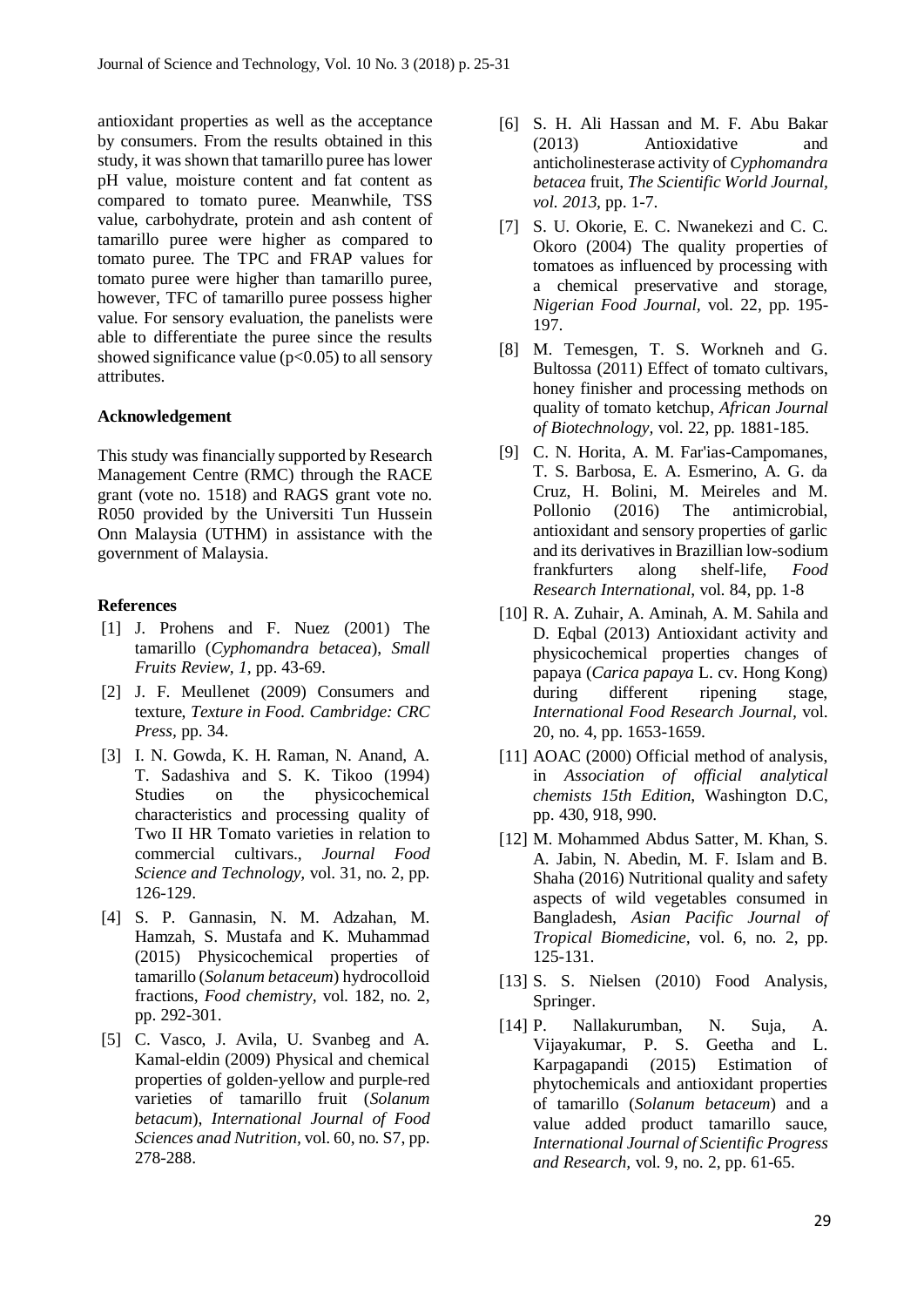antioxidant properties as well as the acceptance by consumers. From the results obtained in this study, it was shown that tamarillo puree has lower pH value, moisture content and fat content as compared to tomato puree. Meanwhile, TSS value, carbohydrate, protein and ash content of tamarillo puree were higher as compared to tomato puree. The TPC and FRAP values for tomato puree were higher than tamarillo puree, however, TFC of tamarillo puree possess higher value. For sensory evaluation, the panelists were able to differentiate the puree since the results showed significance value ($p<0.05$) to all sensory attributes.

### Acknowledgement

This study was financially supported by Research Management Centre (RMC) through the RACE grant (vote no. 1518) and RAGS grant vote no. R050 provided by the Universiti Tun Hussein Onn Malaysia (UTHM) in assistance with the government of Malaysia.

### References

[1] J. Prohens and F. Nuez (2001) The tamarillo (*Cyphomandra betacea*), *Small Fruits Review, 1*, pp. 43-69.

[2] J. F. Meullenet (2009) Consumers and texture, *Texture in Food. Cambridge: CRC Press,* pp. 34.

[3] I. N. Gowda, K. H. Raman, N. Anand, A. T. Sadashiva and S. K. Tikoo (1994) Studies on the physicochemical characteristics and processing quality of Two II HR Tomato varieties in relation to commercial cultivars., *Journal Food Science and Technology,* vol. 31, no. 2, pp. 126-129.

[4] S. P. Gannasin, N. M. Adzahan, M. Hamzah, S. Mustafa and K. Muhammad (2015) Physicochemical properties of tamarillo (*Solanum betaceum*) hydrocolloid fractions, *Food chemistry,* vol. 182, no. 2, pp. 292-301.

[5] C. Vasco, J. Avila, U. Svanbeg and A. Kamal-eldin (2009) Physical and chemical properties of golden-yellow and purple-red varieties of tamarillo fruit (*Solanum betacum*), *International Journal of Food Sciences anad Nutrition,* vol. 60, no. S7, pp. 278-288.

[6] S. H. Ali Hassan and M. F. Abu Bakar (2013) Antioxidative and anticholinesterase activity of *Cyphomandra betacea* fruit, *The Scientific World Journal, vol. 2013,* pp. 1-7.

[7] S. U. Okorie, E. C. Nwanekezi and C. C. Okoro (2004) The quality properties of tomatoes as influenced by processing with a chemical preservative and storage, *Nigerian Food Journal,* vol. 22, pp. 195-197.

[8] M. Temesgen, T. S. Workneh and G. Bultossa (2011) Effect of tomato cultivars, honey finisher and processing methods on quality of tomato ketchup, *African Journal of Biotechnology,* vol. 22, pp. 1881-185.

[9] C. N. Horita, A. M. Far'ias-Campomanes, T. S. Barbosa, E. A. Esmerino, A. G. da Cruz, H. Bolini, M. Meireles and M. Pollonio (2016) The antimicrobial, antioxidant and sensory properties of garlic and its derivatives in Brazillian low-sodium frankfurters along shelf-life, *Food Research International*, vol. 84, pp. 1-8

[10] R. A. Zuhair, A. Aminah, A. M. Sahila and D. Eqbal (2013) Antioxidant activity and physicochemical properties changes of papaya (*Carica papaya* L. cv. Hong Kong) during different ripening stage, *International Food Research Journal,* vol. 20, no. 4, pp. 1653-1659.

[11] AOAC (2000) Official method of analysis, in *Association of official analytical chemists 15th Edition*, Washington D.C, pp. 430, 918, 990.

[12] M. Mohammed Abdus Satter, M. Khan, S. A. Jabin, N. Abedin, M. F. Islam and B. Shaha (2016) Nutritional quality and safety aspects of wild vegetables consumed in Bangladesh, *Asian Pacific Journal of Tropical Biomedicine*, vol. 6, no. 2, pp. 125-131.

[13] S. S. Nielsen (2010) Food Analysis, Springer.

[14] P. Nallakurumban, N. Suja, A. Vijayakumar, P. S. Geetha and L. Karpagapandi (2015) Estimation of phytochemicals and antioxidant properties of tamarillo (*Solanum betaceum*) and a value added product tamarillo sauce, *International Journal of Scientific Progress and Research,* vol. 9, no. 2, pp. 61-65.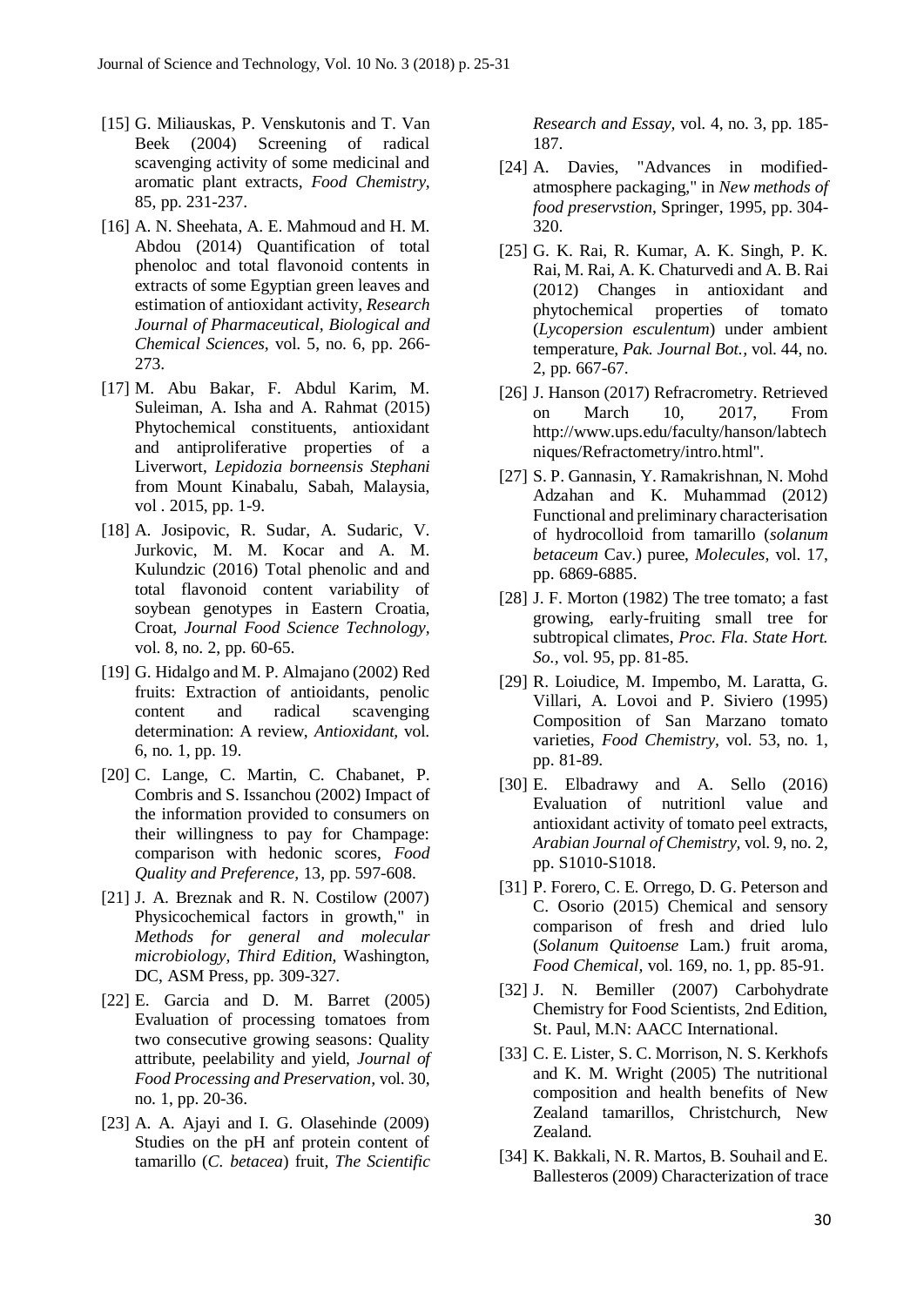[15] G. Miliauskas, P. Venskutonis and T. Van Beek (2004) Screening of radical scavenging activity of some medicinal and aromatic plant extracts, *Food Chemistry*, 85, pp. 231-237.

[16] A. N. Sheehata, A. E. Mahmoud and H. M. Abdou (2014) Quantification of total phenoloc and total flavonoid contents in extracts of some Egyptian green leaves and estimation of antioxidant activity, *Research Journal of Pharmaceutical, Biological and Chemical Sciences*, vol. 5, no. 6, pp. 266-273.

[17] M. Abu Bakar, F. Abdul Karim, M. Suleiman, A. Isha and A. Rahmat (2015) Phytochemical constituents, antioxidant and antiproliferative properties of a Liverwort, *Lepidozia borneensis Stephani* from Mount Kinabalu, Sabah, Malaysia, vol . 2015, pp. 1-9.

[18] A. Josipovic, R. Sudar, A. Sudaric, V. Jurkovic, M. M. Kocar and A. M. Kulundzic (2016) Total phenolic and and total flavonoid content variability of soybean genotypes in Eastern Croatia, Croat, *Journal Food Science Technology*, vol. 8, no. 2, pp. 60-65.

[19] G. Hidalgo and M. P. Almajano (2002) Red fruits: Extraction of antioidants, penolic content and radical scavenging determination: A review, *Antioxidant,* vol. 6, no. 1, pp. 19.

[20] C. Lange, C. Martin, C. Chabanet, P. Combris and S. Issanchou (2002) Impact of the information provided to consumers on their willingness to pay for Champage: comparison with hedonic scores, *Food Quality and Preference*, 13, pp. 597-608.

[21] J. A. Breznak and R. N. Costilow (2007) Physicochemical factors in growth," in *Methods for general and molecular microbiology, Third Edition*, Washington, DC, ASM Press, pp. 309-327.

[22] E. Garcia and D. M. Barret (2005) Evaluation of processing tomatoes from two consecutive growing seasons: Quality attribute, peelability and yield, *Journal of Food Processing and Preservation,* vol. 30, no. 1, pp. 20-36.

[23] A. A. Ajayi and I. G. Olasehinde (2009) Studies on the pH anf protein content of tamarillo (*C. betacea*) fruit, *The Scientific Research and Essay,* vol. 4, no. 3, pp. 185-187.

[24] A. Davies, "Advances in modified-atmosphere packaging," in *New methods of food preservstion*, Springer, 1995, pp. 304-320.

[25] G. K. Rai, R. Kumar, A. K. Singh, P. K. Rai, M. Rai, A. K. Chaturvedi and A. B. Rai (2012) Changes in antioxidant and phytochemical properties of tomato (*Lycopersion esculentum*) under ambient temperature, *Pak. Journal Bot.,* vol. 44, no. 2, pp. 667-67.

[26] J. Hanson (2017) Refracrometry. Retrieved on March 10, 2017, From http://www.ups.edu/faculty/hanson/labtechniques/Refractometry/intro.html".

[27] S. P. Gannasin, Y. Ramakrishnan, N. Mohd Adzahan and K. Muhammad (2012) Functional and preliminary characterisation of hydrocolloid from tamarillo (*solanum betaceum* Cav.) puree, *Molecules,* vol. 17, pp. 6869-6885.

[28] J. F. Morton (1982) The tree tomato; a fast growing, early-fruiting small tree for subtropical climates, *Proc. Fla. State Hort. So.,* vol. 95, pp. 81-85.

[29] R. Loiudice, M. Impembo, M. Laratta, G. Villari, A. Lovoi and P. Siviero (1995) Composition of San Marzano tomato varieties, *Food Chemistry,* vol. 53, no. 1, pp. 81-89.

[30] E. Elbadrawy and A. Sello (2016) Evaluation of nutritionl value and antioxidant activity of tomato peel extracts, *Arabian Journal of Chemistry,* vol. 9, no. 2, pp. S1010-S1018.

[31] P. Forero, C. E. Orrego, D. G. Peterson and C. Osorio (2015) Chemical and sensory comparison of fresh and dried lulo (*Solanum Quitoense* Lam.) fruit aroma, *Food Chemical,* vol. 169, no. 1, pp. 85-91.

[32] J. N. Bemiller (2007) Carbohydrate Chemistry for Food Scientists, 2nd Edition, St. Paul, M.N: AACC International.

[33] C. E. Lister, S. C. Morrison, N. S. Kerkhofs and K. M. Wright (2005) The nutritional composition and health benefits of New Zealand tamarillos, Christchurch, New Zealand.

[34] K. Bakkali, N. R. Martos, B. Souhail and E. Ballesteros (2009) Characterization of trace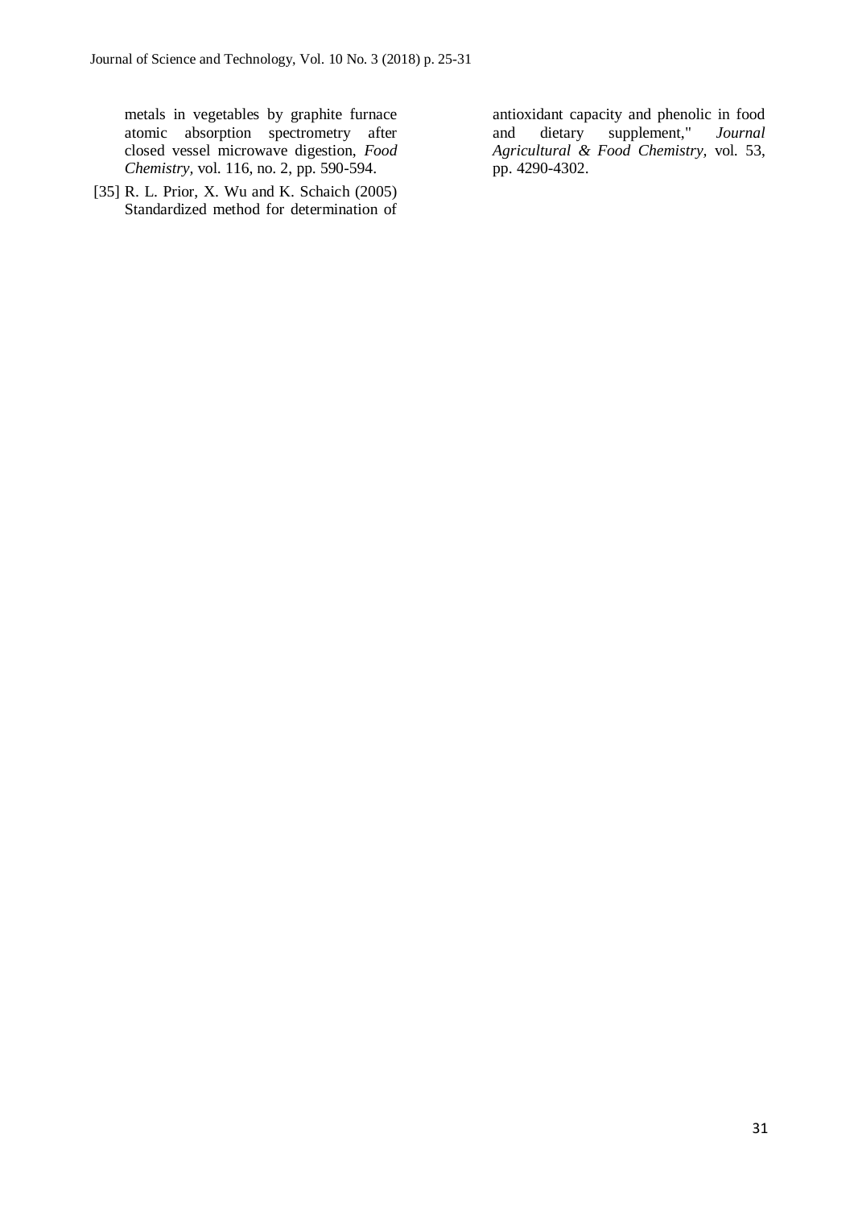metals in vegetables by graphite furnace atomic absorption spectrometry after closed vessel microwave digestion, *Food Chemistry*, vol. 116, no. 2, pp. 590-594.

[35] R. L. Prior, X. Wu and K. Schaich (2005) Standardized method for determination of antioxidant capacity and phenolic in food and dietary supplement," *Journal Agricultural & Food Chemistry*, vol. 53, pp. 4290-4302.